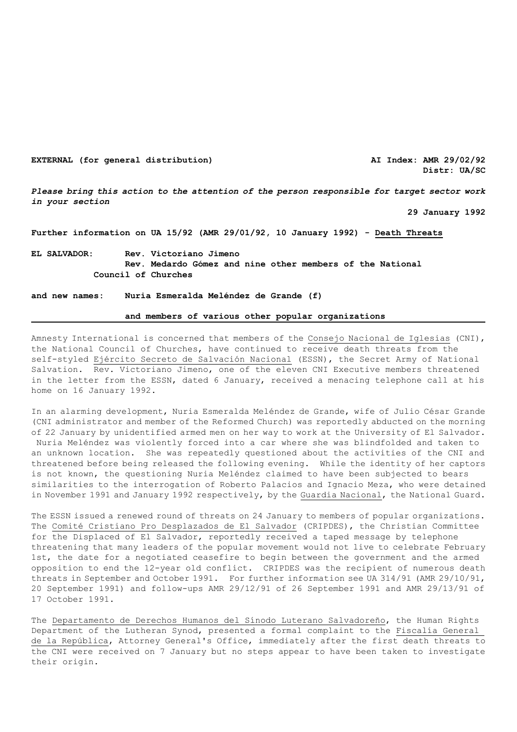**EXTERNAL (for general distribution)** **AI Index: AMR 29/02/92**
**Distr: UA/SC**

***Please bring this action to the attention of the person responsible for target sector work in your section***

**29 January 1992**

**Further information on UA 15/92 (AMR 29/01/92, 10 January 1992) - Death Threats**

**EL SALVADOR: Rev. Victoriano Jimeno**
**Rev. Medardo Gómez and nine other members of the National Council of Churches**

**and new names: Nuria Esmeralda Meléndez de Grande (f)**

**and members of various other popular organizations**

---

Amnesty International is concerned that members of the Consejo Nacional de Iglesias (CNI), the National Council of Churches, have continued to receive death threats from the self-styled Ejército Secreto de Salvación Nacional (ESSN), the Secret Army of National Salvation. Rev. Victoriano Jimeno, one of the eleven CNI Executive members threatened in the letter from the ESSN, dated 6 January, received a menacing telephone call at his home on 16 January 1992.

In an alarming development, Nuria Esmeralda Meléndez de Grande, wife of Julio César Grande (CNI administrator and member of the Reformed Church) was reportedly abducted on the morning of 22 January by unidentified armed men on her way to work at the University of El Salvador. Nuria Meléndez was violently forced into a car where she was blindfolded and taken to an unknown location. She was repeatedly questioned about the activities of the CNI and threatened before being released the following evening. While the identity of her captors is not known, the questioning Nuria Meléndez claimed to have been subjected to bears similarities to the interrogation of Roberto Palacios and Ignacio Meza, who were detained in November 1991 and January 1992 respectively, by the Guardia Nacional, the National Guard.

The ESSN issued a renewed round of threats on 24 January to members of popular organizations. The Comité Cristiano Pro Desplazados de El Salvador (CRIPDES), the Christian Committee for the Displaced of El Salvador, reportedly received a taped message by telephone threatening that many leaders of the popular movement would not live to celebrate February 1st, the date for a negotiated ceasefire to begin between the government and the armed opposition to end the 12-year old conflict. CRIPDES was the recipient of numerous death threats in September and October 1991. For further information see UA 314/91 (AMR 29/10/91, 20 September 1991) and follow-ups AMR 29/12/91 of 26 September 1991 and AMR 29/13/91 of 17 October 1991.

The Departamento de Derechos Humanos del Sínodo Luterano Salvadoreño, the Human Rights Department of the Lutheran Synod, presented a formal complaint to the Fiscalía General de la República, Attorney General's Office, immediately after the first death threats to the CNI were received on 7 January but no steps appear to have been taken to investigate their origin.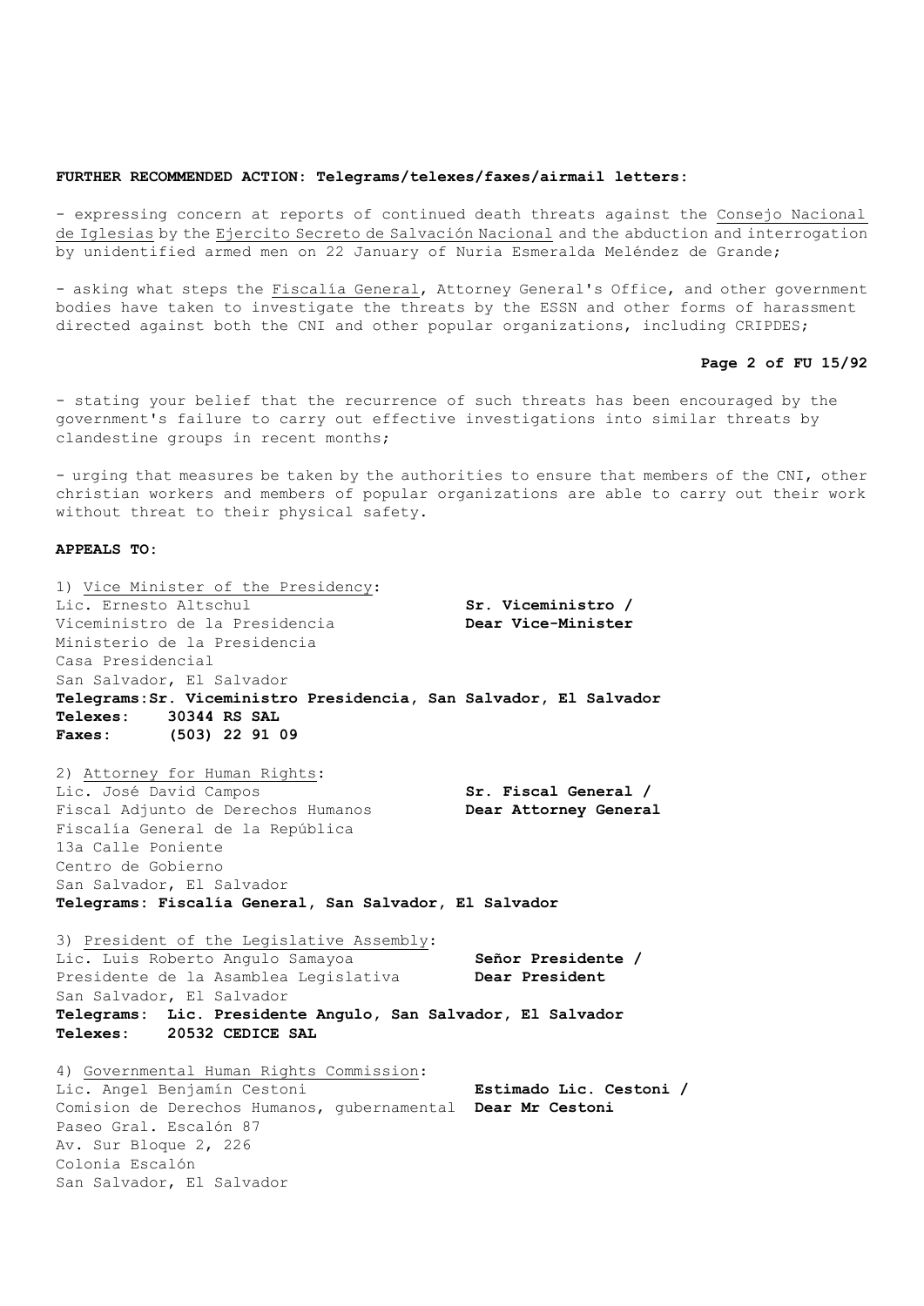**FURTHER RECOMMENDED ACTION: Telegrams/telexes/faxes/airmail letters:**

- expressing concern at reports of continued death threats against the Consejo Nacional de Iglesias by the Ejercito Secreto de Salvación Nacional and the abduction and interrogation by unidentified armed men on 22 January of Nuria Esmeralda Meléndez de Grande;

- asking what steps the Fiscalía General, Attorney General's Office, and other government bodies have taken to investigate the threats by the ESSN and other forms of harassment directed against both the CNI and other popular organizations, including CRIPDES;

- stating your belief that the recurrence of such threats has been encouraged by the government's failure to carry out effective investigations into similar threats by clandestine groups in recent months;

- urging that measures be taken by the authorities to ensure that members of the CNI, other christian workers and members of popular organizations are able to carry out their work without threat to their physical safety.

**APPEALS TO:**

1) Vice Minister of the Presidency:
Lic. Ernesto Altschul
Viceministro de la Presidencia
Ministerio de la Presidencia
Casa Presidencial
San Salvador, El Salvador
**Telegrams:Sr. Viceministro Presidencia, San Salvador, El Salvador**
**Telexes: 30344 RS SAL**
**Faxes: (503) 22 91 09**

**Sr. Viceministro / Dear Vice-Minister**

2) Attorney for Human Rights:
Lic. José David Campos
Fiscal Adjunto de Derechos Humanos
Fiscalía General de la República
13a Calle Poniente
Centro de Gobierno
San Salvador, El Salvador
**Telegrams: Fiscalía General, San Salvador, El Salvador**

**Sr. Fiscal General / Dear Attorney General**

3) President of the Legislative Assembly:
Lic. Luis Roberto Angulo Samayoa
Presidente de la Asamblea Legislativa
San Salvador, El Salvador
**Telegrams: Lic. Presidente Angulo, San Salvador, El Salvador**
**Telexes: 20532 CEDICE SAL**

**Señor Presidente / Dear President**

4) Governmental Human Rights Commission:
Lic. Angel Benjamín Cestoni
Comision de Derechos Humanos, gubernamental
Paseo Gral. Escalón 87
Av. Sur Bloque 2, 226
Colonia Escalón
San Salvador, El Salvador

**Estimado Lic. Cestoni / Dear Mr Cestoni**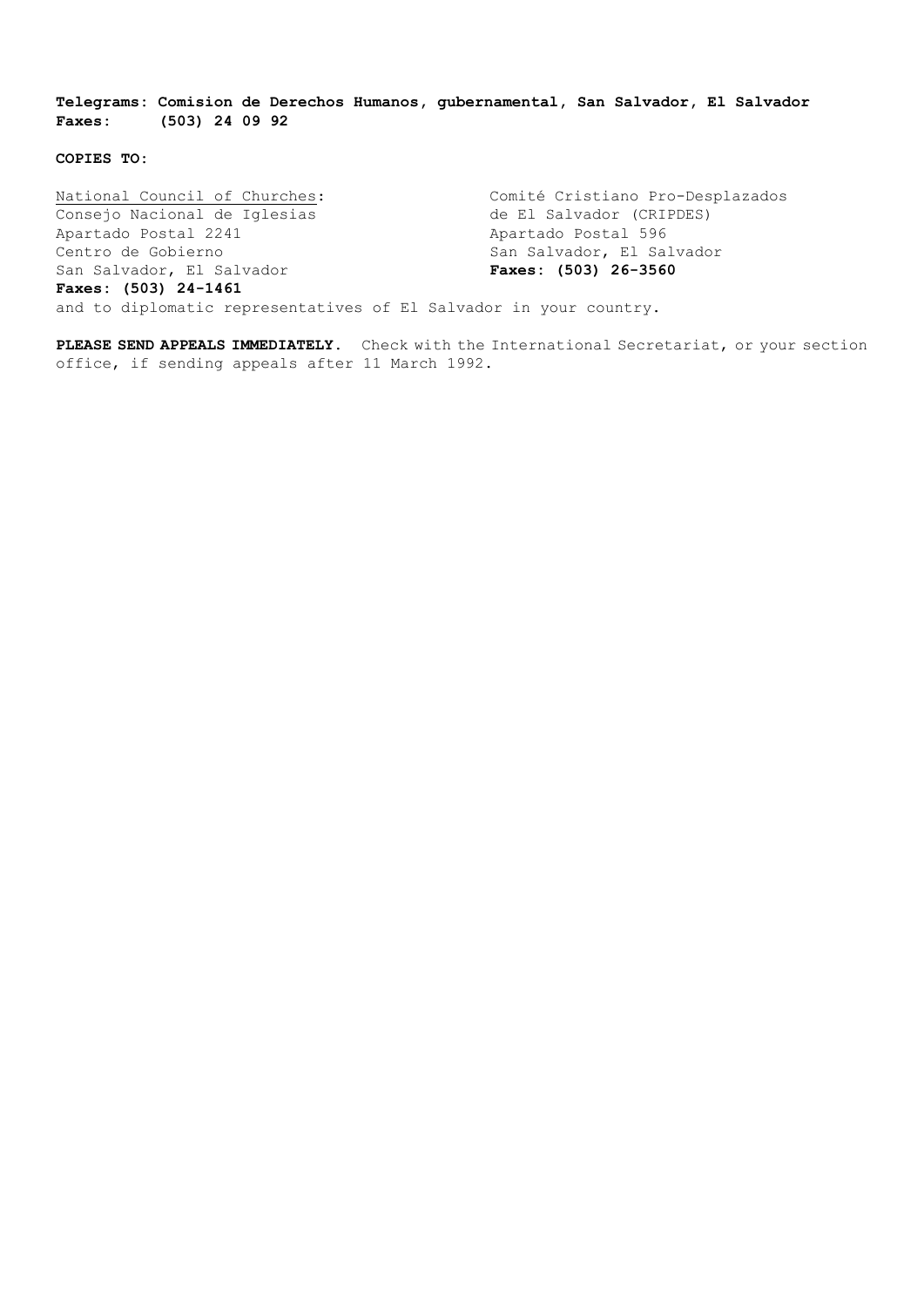**Telegrams: Comision de Derechos Humanos, gubernamental, San Salvador, El Salvador**
**Faxes: (503) 24 09 92**

**COPIES TO:**

National Council of Churches:
Consejo Nacional de Iglesias
Apartado Postal 2241
Centro de Gobierno
San Salvador, El Salvador
**Faxes: (503) 24-1461**

Comité Cristiano Pro-Desplazados
de El Salvador (CRIPDES)
Apartado Postal 596
San Salvador, El Salvador
**Faxes: (503) 26-3560**

and to diplomatic representatives of El Salvador in your country.

**PLEASE SEND APPEALS IMMEDIATELY.** Check with the International Secretariat, or your section office, if sending appeals after 11 March 1992.